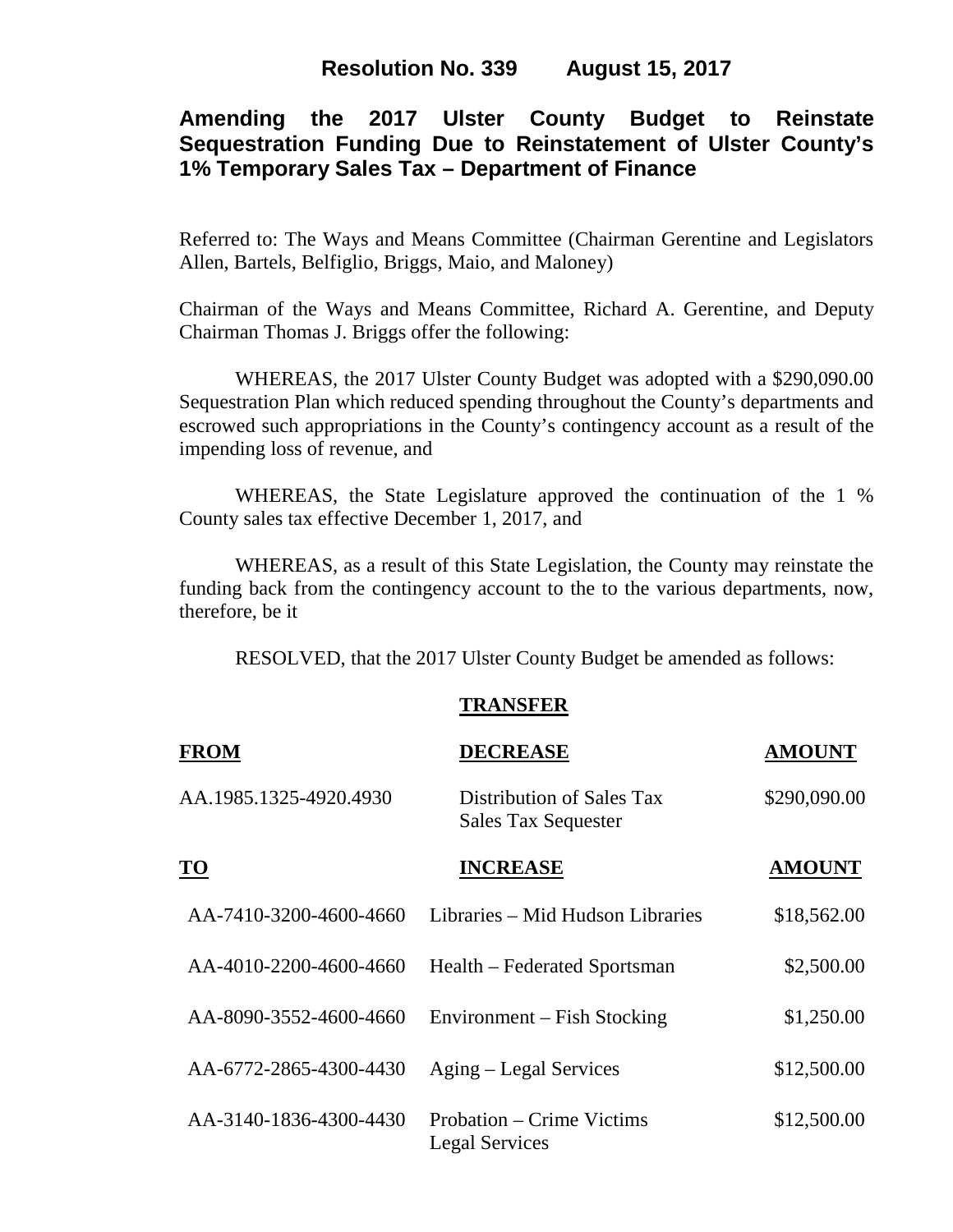**Resolution No. 339 August 15, 2017**

# Amending the 2017 Ulster County Budget to Reinstate Sequestration Funding Due to Reinstatement of Ulster County's 1% Temporary Sales Tax – Department of Finance

Referred to: The Ways and Means Committee (Chairman Gerentine and Legislators Allen, Bartels, Belfiglio, Briggs, Maio, and Maloney)

Chairman of the Ways and Means Committee, Richard A. Gerentine, and Deputy Chairman Thomas J. Briggs offer the following:

WHEREAS, the 2017 Ulster County Budget was adopted with a $290,090.00 Sequestration Plan which reduced spending throughout the County's departments and escrowed such appropriations in the County's contingency account as a result of the impending loss of revenue, and

WHEREAS, the State Legislature approved the continuation of the 1 % County sales tax effective December 1, 2017, and

WHEREAS, as a result of this State Legislation, the County may reinstate the funding back from the contingency account to the to the various departments, now, therefore, be it

RESOLVED, that the 2017 Ulster County Budget be amended as follows:

**TRANSFER**

| **FROM** | **DECREASE** | **AMOUNT** |
|---|---|---|
| AA.1985.1325-4920.4930 | Distribution of Sales Tax Sales Tax Sequester | $290,090.00 |

| **TO** | **INCREASE** | **AMOUNT** |
|---|---|---|
| AA-7410-3200-4600-4660 | Libraries – Mid Hudson Libraries | $18,562.00 |
| AA-4010-2200-4600-4660 | Health – Federated Sportsman | $2,500.00 |
| AA-8090-3552-4600-4660 | Environment – Fish Stocking | $1,250.00 |
| AA-6772-2865-4300-4430 | Aging – Legal Services | $12,500.00 |
| AA-3140-1836-4300-4430 | Probation – Crime Victims Legal Services | $12,500.00 |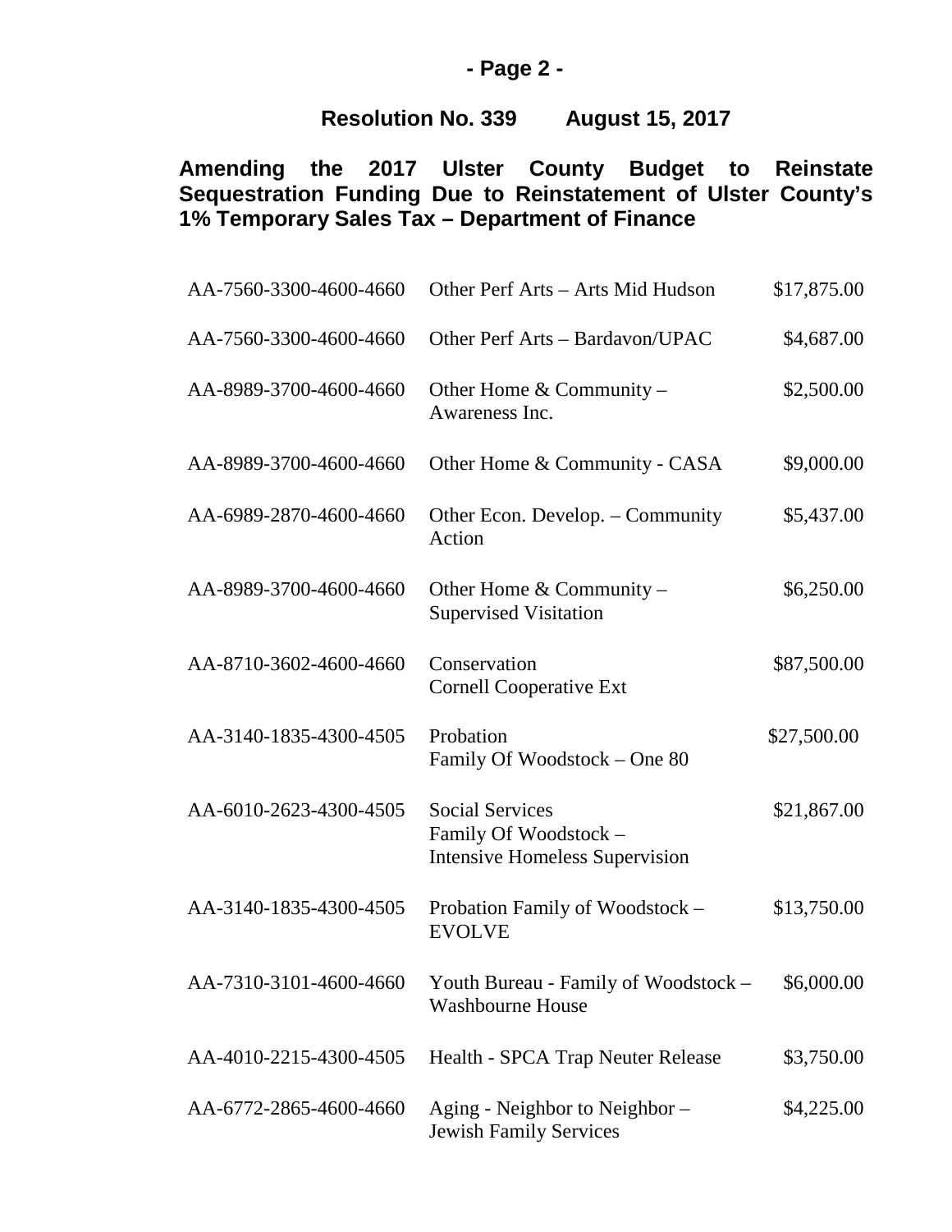- Page 2 -

**Resolution No. 339 August 15, 2017**

**Amending the 2017 Ulster County Budget to Reinstate Sequestration Funding Due to Reinstatement of Ulster County's 1% Temporary Sales Tax – Department of Finance**

| | | |
|---|---|---|
| AA-7560-3300-4600-4660 | Other Perf Arts – Arts Mid Hudson | $17,875.00 |
| AA-7560-3300-4600-4660 | Other Perf Arts – Bardavon/UPAC | $4,687.00 |
| AA-8989-3700-4600-4660 | Other Home & Community – Awareness Inc. | $2,500.00 |
| AA-8989-3700-4600-4660 | Other Home & Community - CASA | $9,000.00 |
| AA-6989-2870-4600-4660 | Other Econ. Develop. – Community Action | $5,437.00 |
| AA-8989-3700-4600-4660 | Other Home & Community – Supervised Visitation | $6,250.00 |
| AA-8710-3602-4600-4660 | Conservation Cornell Cooperative Ext | $87,500.00 |
| AA-3140-1835-4300-4505 | Probation Family Of Woodstock – One 80 | $27,500.00 |
| AA-6010-2623-4300-4505 | Social Services Family Of Woodstock – Intensive Homeless Supervision | $21,867.00 |
| AA-3140-1835-4300-4505 | Probation Family of Woodstock – EVOLVE | $13,750.00 |
| AA-7310-3101-4600-4660 | Youth Bureau - Family of Woodstock – Washbourne House | $6,000.00 |
| AA-4010-2215-4300-4505 | Health - SPCA Trap Neuter Release | $3,750.00 |
| AA-6772-2865-4600-4660 | Aging - Neighbor to Neighbor – Jewish Family Services | $4,225.00 |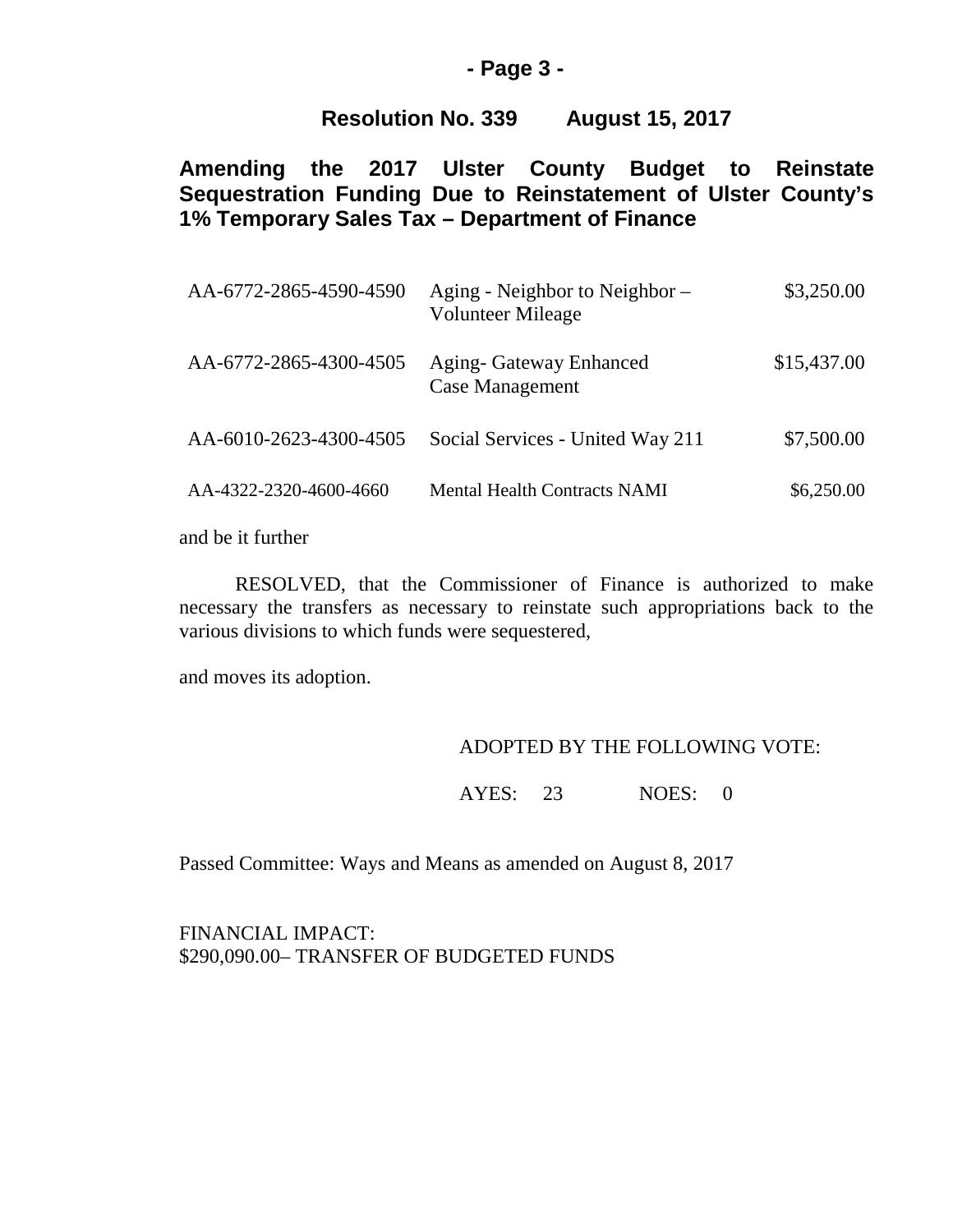**Resolution No. 339 August 15, 2017**

**Amending the 2017 Ulster County Budget to Reinstate Sequestration Funding Due to Reinstatement of Ulster County's 1% Temporary Sales Tax – Department of Finance**

| | | |
|---|---|---|
| AA-6772-2865-4590-4590 | Aging - Neighbor to Neighbor – Volunteer Mileage | \$3,250.00 |
| AA-6772-2865-4300-4505 | Aging- Gateway Enhanced Case Management | \$15,437.00 |
| AA-6010-2623-4300-4505 | Social Services - United Way 211 | \$7,500.00 |
| AA-4322-2320-4600-4660 | Mental Health Contracts NAMI | \$6,250.00 |

and be it further

RESOLVED, that the Commissioner of Finance is authorized to make necessary the transfers as necessary to reinstate such appropriations back to the various divisions to which funds were sequestered,

and moves its adoption.

ADOPTED BY THE FOLLOWING VOTE:

AYES: 23 NOES: 0

Passed Committee: Ways and Means as amended on August 8, 2017

FINANCIAL IMPACT:
\$290,090.00– TRANSFER OF BUDGETED FUNDS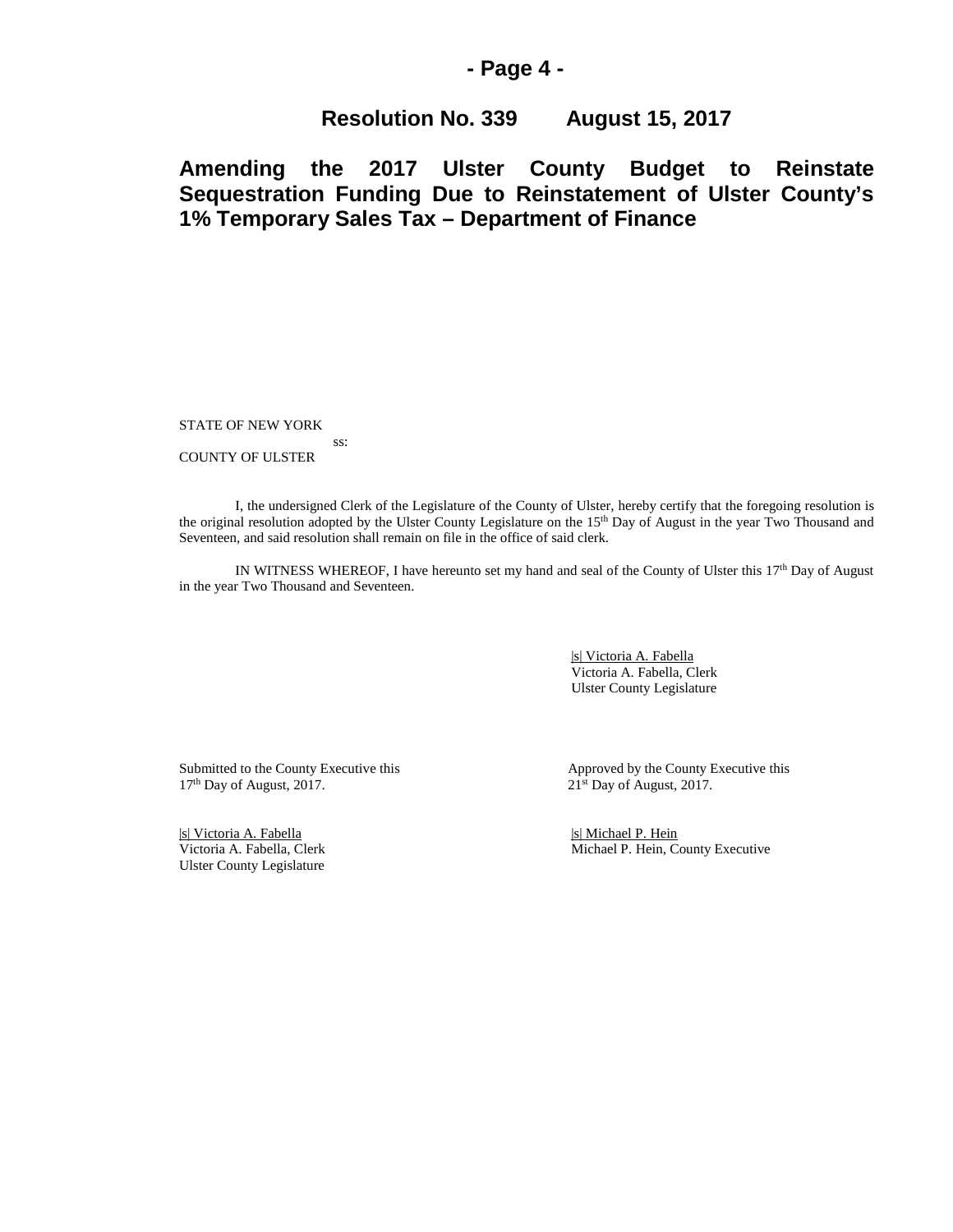## Resolution No. 339 August 15, 2017

## Amending the 2017 Ulster County Budget to Reinstate Sequestration Funding Due to Reinstatement of Ulster County's 1% Temporary Sales Tax – Department of Finance

STATE OF NEW YORK
ss:
COUNTY OF ULSTER

I, the undersigned Clerk of the Legislature of the County of Ulster, hereby certify that the foregoing resolution is the original resolution adopted by the Ulster County Legislature on the 15th Day of August in the year Two Thousand and Seventeen, and said resolution shall remain on file in the office of said clerk.

IN WITNESS WHEREOF, I have hereunto set my hand and seal of the County of Ulster this 17th Day of August in the year Two Thousand and Seventeen.

|s| Victoria A. Fabella
Victoria A. Fabella, Clerk
Ulster County Legislature

Submitted to the County Executive this
17th Day of August, 2017.

|s| Victoria A. Fabella
Victoria A. Fabella, Clerk
Ulster County Legislature

Approved by the County Executive this
21st Day of August, 2017.

|s| Michael P. Hein
Michael P. Hein, County Executive